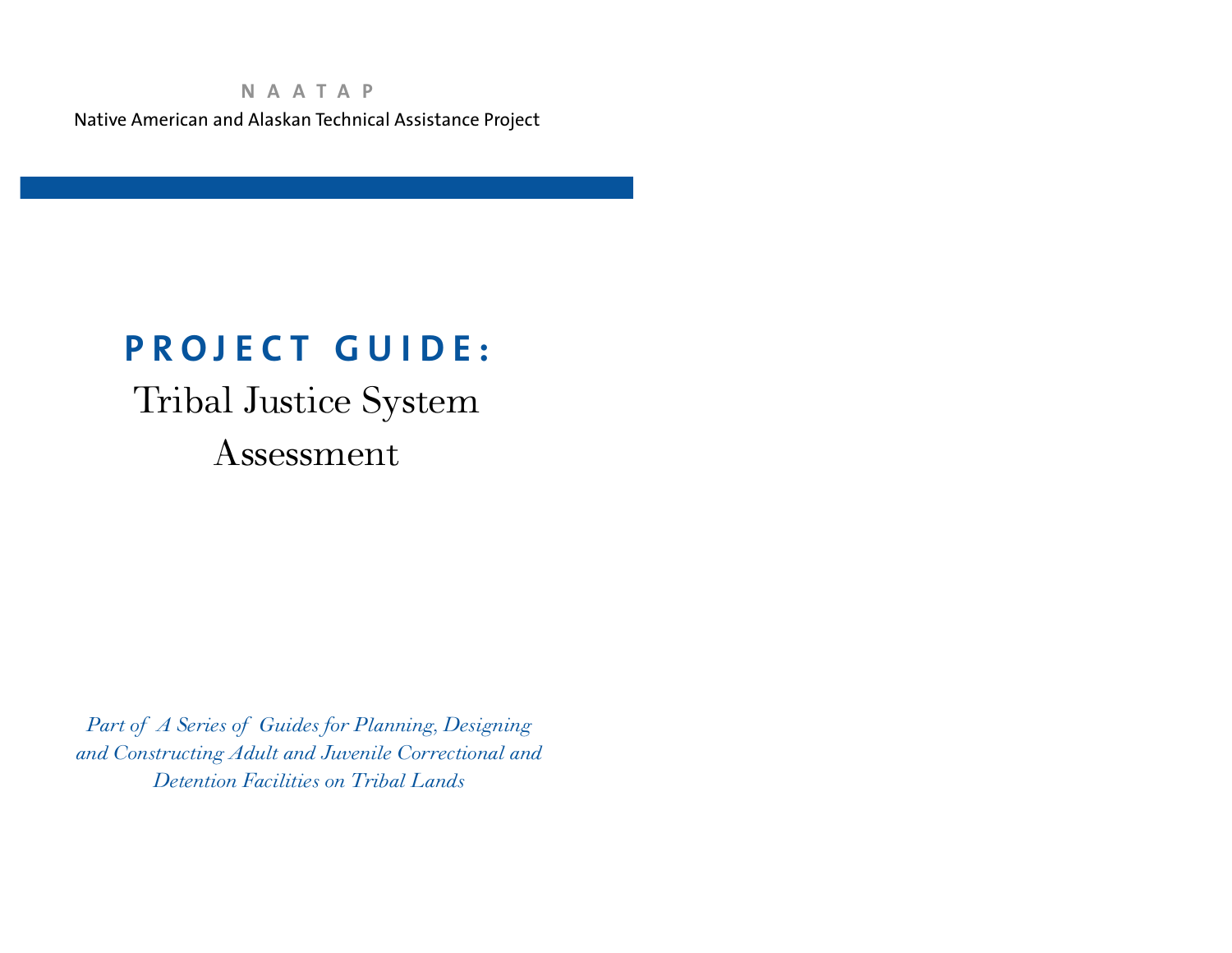**N A A T A P**

Native American and Alaskan Technical Assistance Project

# PROJECT GUIDE:

## Tribal Justice System Assessment

*Part of A Series of Guides for Planning, Designing and Constructing Adult and Juvenile Correctional and Detention Facilities on Tribal Lands*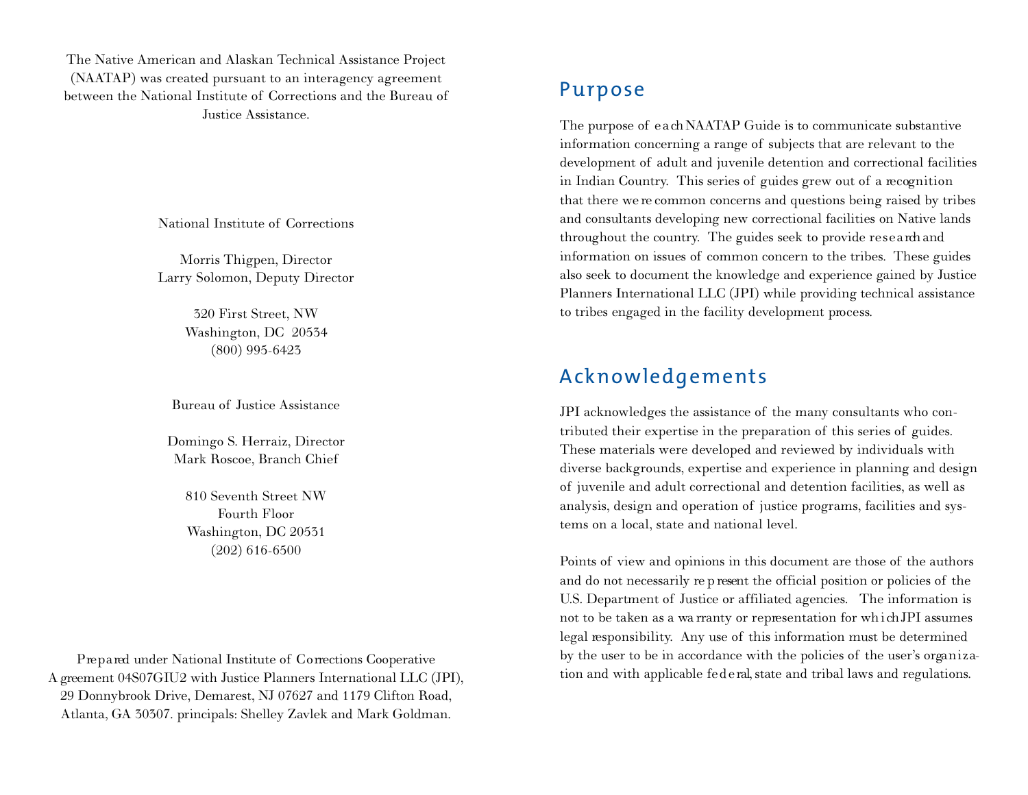The Native American and Alaskan Technical Assistance Project (NAATAP) was created pursuant to an interagency agreement between the National Institute of Corrections and the Bureau of Justice Assistance.

National Institute of Corrections

Morris Thigpen, Director
Larry Solomon, Deputy Director

320 First Street, NW
Washington, DC 20534
(800) 995-6423

Bureau of Justice Assistance

Domingo S. Herraiz, Director
Mark Roscoe, Branch Chief

810 Seventh Street NW
Fourth Floor
Washington, DC 20531
(202) 616-6500

Prepared under National Institute of Corrections Cooperative Agreement 04S07GIU2 with Justice Planners International LLC (JPI), 29 Donnybrook Drive, Demarest, NJ 07627 and 1179 Clifton Road, Atlanta, GA 30307. principals: Shelley Zavlek and Mark Goldman.

## Purpose

The purpose of each NAATAP Guide is to communicate substantive information concerning a range of subjects that are relevant to the development of adult and juvenile detention and correctional facilities in Indian Country. This series of guides grew out of a recognition that there were common concerns and questions being raised by tribes and consultants developing new correctional facilities on Native lands throughout the country. The guides seek to provide research and information on issues of common concern to the tribes. These guides also seek to document the knowledge and experience gained by Justice Planners International LLC (JPI) while providing technical assistance to tribes engaged in the facility development process.

## Acknowledgements

JPI acknowledges the assistance of the many consultants who contributed their expertise in the preparation of this series of guides. These materials were developed and reviewed by individuals with diverse backgrounds, expertise and experience in planning and design of juvenile and adult correctional and detention facilities, as well as analysis, design and operation of justice programs, facilities and systems on a local, state and national level.

Points of view and opinions in this document are those of the authors and do not necessarily represent the official position or policies of the U.S. Department of Justice or affiliated agencies. The information is not to be taken as a warranty or representation for which JPI assumes legal responsibility. Any use of this information must be determined by the user to be in accordance with the policies of the user's organization and with applicable federal, state and tribal laws and regulations.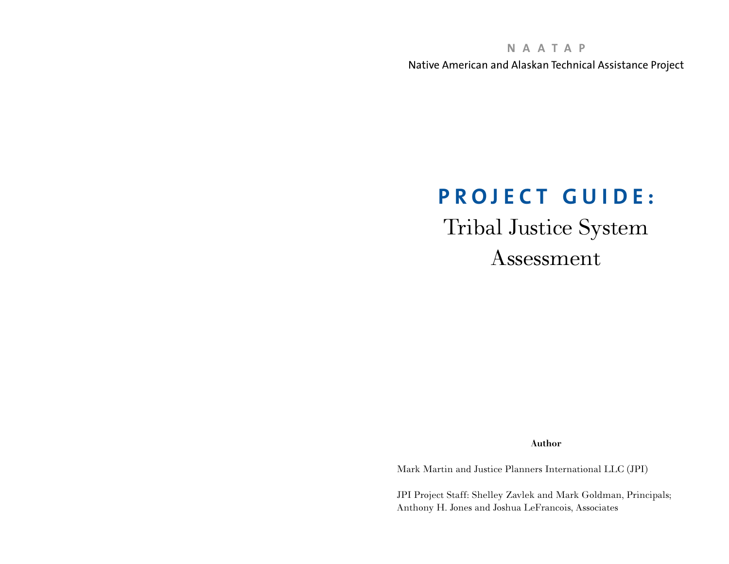**NAATAP**

Native American and Alaskan Technical Assistance Project

# PROJECT GUIDE:

# Tribal Justice System Assessment

**Author**

Mark Martin and Justice Planners International LLC (JPI)

JPI Project Staff: Shelley Zavlek and Mark Goldman, Principals; Anthony H. Jones and Joshua LeFrancois, Associates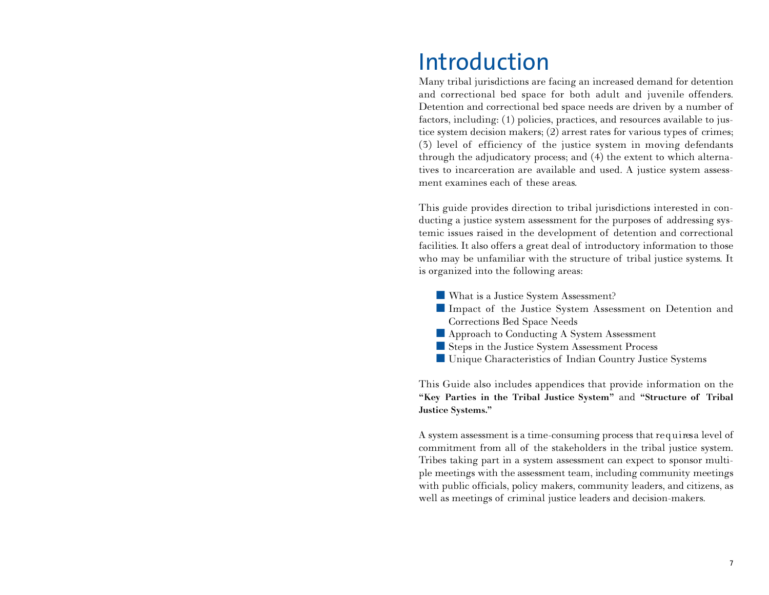# Introduction

Many tribal jurisdictions are facing an increased demand for detention and correctional bed space for both adult and juvenile offenders. Detention and correctional bed space needs are driven by a number of factors, including: (1) policies, practices, and resources available to justice system decision makers; (2) arrest rates for various types of crimes; (3) level of efficiency of the justice system in moving defendants through the adjudicatory process; and (4) the extent to which alternatives to incarceration are available and used. A justice system assessment examines each of these areas.

This guide provides direction to tribal jurisdictions interested in conducting a justice system assessment for the purposes of addressing systemic issues raised in the development of detention and correctional facilities. It also offers a great deal of introductory information to those who may be unfamiliar with the structure of tribal justice systems. It is organized into the following areas:

- What is a Justice System Assessment?
- Impact of the Justice System Assessment on Detention and Corrections Bed Space Needs
- Approach to Conducting A System Assessment
- Steps in the Justice System Assessment Process
- Unique Characteristics of Indian Country Justice Systems

This Guide also includes appendices that provide information on the **"Key Parties in the Tribal Justice System"** and **"Structure of Tribal Justice Systems."**

A system assessment is a time-consuming process that requires a level of commitment from all of the stakeholders in the tribal justice system. Tribes taking part in a system assessment can expect to sponsor multiple meetings with the assessment team, including community meetings with public officials, policy makers, community leaders, and citizens, as well as meetings of criminal justice leaders and decision-makers.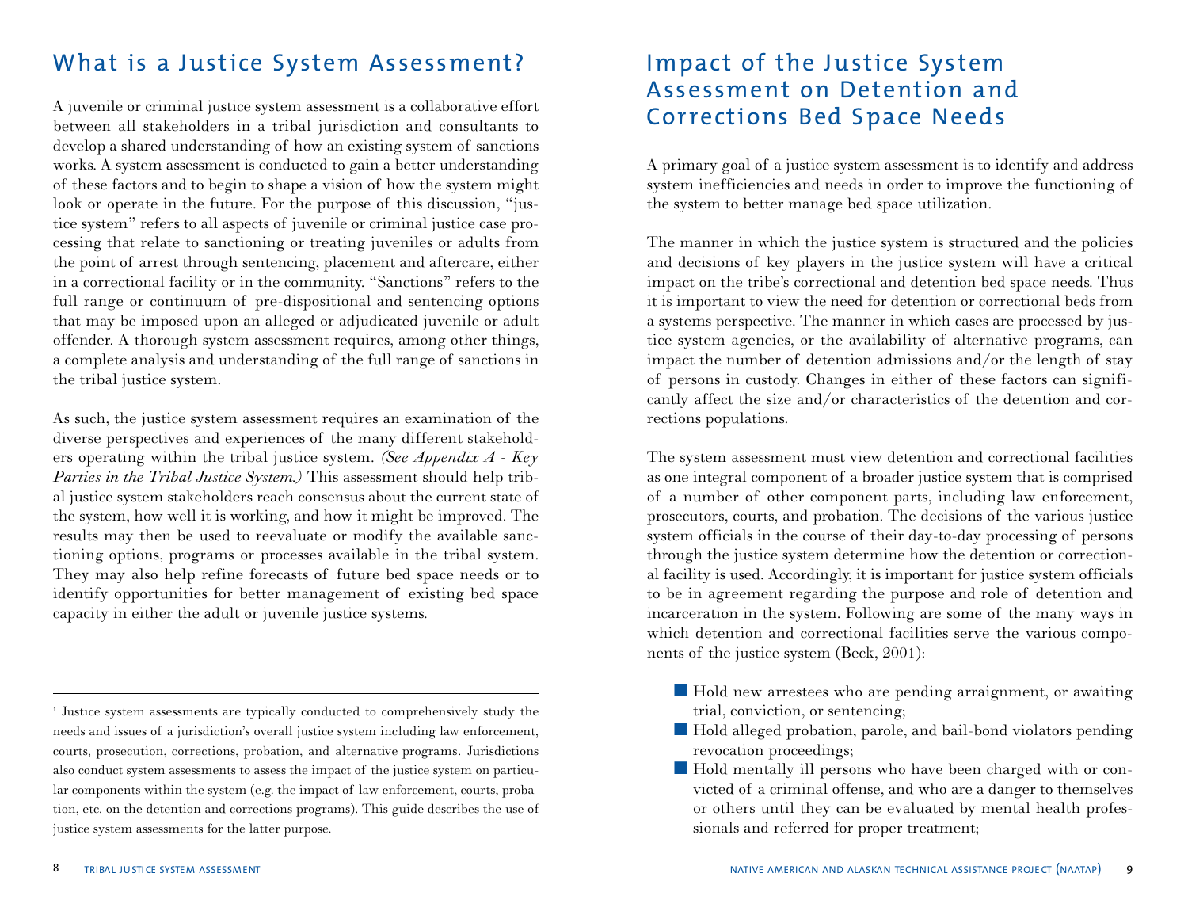## What is a Justice System Assessment?

A juvenile or criminal justice system assessment is a collaborative effort between all stakeholders in a tribal jurisdiction and consultants to develop a shared understanding of how an existing system of sanctions works. A system assessment is conducted to gain a better understanding of these factors and to begin to shape a vision of how the system might look or operate in the future. For the purpose of this discussion, "justice system" refers to all aspects of juvenile or criminal justice case processing that relate to sanctioning or treating juveniles or adults from the point of arrest through sentencing, placement and aftercare, either in a correctional facility or in the community. "Sanctions" refers to the full range or continuum of pre-dispositional and sentencing options that may be imposed upon an alleged or adjudicated juvenile or adult offender. A thorough system assessment requires, among other things, a complete analysis and understanding of the full range of sanctions in the tribal justice system.

As such, the justice system assessment requires an examination of the diverse perspectives and experiences of the many different stakeholders operating within the tribal justice system. *(See Appendix A - Key Parties in the Tribal Justice System.)* This assessment should help tribal justice system stakeholders reach consensus about the current state of the system, how well it is working, and how it might be improved. The results may then be used to reevaluate or modify the available sanctioning options, programs or processes available in the tribal system. They may also help refine forecasts of future bed space needs or to identify opportunities for better management of existing bed space capacity in either the adult or juvenile justice systems.

[1] Justice system assessments are typically conducted to comprehensively study the needs and issues of a jurisdiction's overall justice system including law enforcement, courts, prosecution, corrections, probation, and alternative programs. Jurisdictions also conduct system assessments to assess the impact of the justice system on particular components within the system (e.g. the impact of law enforcement, courts, probation, etc. on the detention and corrections programs). This guide describes the use of justice system assessments for the latter purpose.

## Impact of the Justice System Assessment on Detention and Corrections Bed Space Needs

A primary goal of a justice system assessment is to identify and address system inefficiencies and needs in order to improve the functioning of the system to better manage bed space utilization.

The manner in which the justice system is structured and the policies and decisions of key players in the justice system will have a critical impact on the tribe's correctional and detention bed space needs. Thus it is important to view the need for detention or correctional beds from a systems perspective. The manner in which cases are processed by justice system agencies, or the availability of alternative programs, can impact the number of detention admissions and/or the length of stay of persons in custody. Changes in either of these factors can significantly affect the size and/or characteristics of the detention and corrections populations.

The system assessment must view detention and correctional facilities as one integral component of a broader justice system that is comprised of a number of other component parts, including law enforcement, prosecutors, courts, and probation. The decisions of the various justice system officials in the course of their day-to-day processing of persons through the justice system determine how the detention or correctional facility is used. Accordingly, it is important for justice system officials to be in agreement regarding the purpose and role of detention and incarceration in the system. Following are some of the many ways in which detention and correctional facilities serve the various components of the justice system (Beck, 2001):

- Hold new arrestees who are pending arraignment, or awaiting trial, conviction, or sentencing;
- Hold alleged probation, parole, and bail-bond violators pending revocation proceedings;
- Hold mentally ill persons who have been charged with or convicted of a criminal offense, and who are a danger to themselves or others until they can be evaluated by mental health professionals and referred for proper treatment;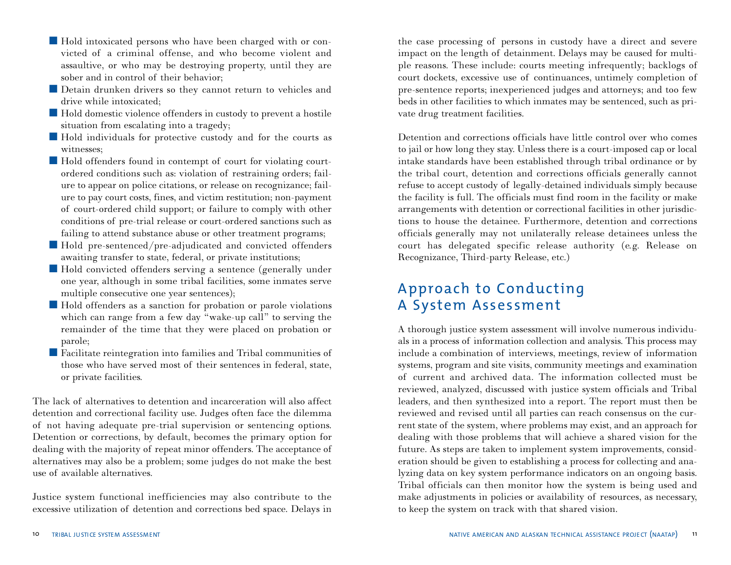- Hold intoxicated persons who have been charged with or convicted of a criminal offense, and who become violent and assaultive, or who may be destroying property, until they are sober and in control of their behavior;
- Detain drunken drivers so they cannot return to vehicles and drive while intoxicated;
- Hold domestic violence offenders in custody to prevent a hostile situation from escalating into a tragedy;
- Hold individuals for protective custody and for the courts as witnesses;
- Hold offenders found in contempt of court for violating court-ordered conditions such as: violation of restraining orders; failure to appear on police citations, or release on recognizance; failure to pay court costs, fines, and victim restitution; non-payment of court-ordered child support; or failure to comply with other conditions of pre-trial release or court-ordered sanctions such as failing to attend substance abuse or other treatment programs;
- Hold pre-sentenced/pre-adjudicated and convicted offenders awaiting transfer to state, federal, or private institutions;
- Hold convicted offenders serving a sentence (generally under one year, although in some tribal facilities, some inmates serve multiple consecutive one year sentences);
- Hold offenders as a sanction for probation or parole violations which can range from a few day "wake-up call" to serving the remainder of the time that they were placed on probation or parole;
- Facilitate reintegration into families and Tribal communities of those who have served most of their sentences in federal, state, or private facilities.

The lack of alternatives to detention and incarceration will also affect detention and correctional facility use. Judges often face the dilemma of not having adequate pre-trial supervision or sentencing options. Detention or corrections, by default, becomes the primary option for dealing with the majority of repeat minor offenders. The acceptance of alternatives may also be a problem; some judges do not make the best use of available alternatives.

Justice system functional inefficiencies may also contribute to the excessive utilization of detention and corrections bed space. Delays in the case processing of persons in custody have a direct and severe impact on the length of detainment. Delays may be caused for multiple reasons. These include: courts meeting infrequently; backlogs of court dockets, excessive use of continuances, untimely completion of pre-sentence reports; inexperienced judges and attorneys; and too few beds in other facilities to which inmates may be sentenced, such as private drug treatment facilities.

Detention and corrections officials have little control over who comes to jail or how long they stay. Unless there is a court-imposed cap or local intake standards have been established through tribal ordinance or by the tribal court, detention and corrections officials generally cannot refuse to accept custody of legally-detained individuals simply because the facility is full. The officials must find room in the facility or make arrangements with detention or correctional facilities in other jurisdictions to house the detainee. Furthermore, detention and corrections officials generally may not unilaterally release detainees unless the court has delegated specific release authority (e.g. Release on Recognizance, Third-party Release, etc.)

## Approach to Conducting A System Assessment

A thorough justice system assessment will involve numerous individuals in a process of information collection and analysis. This process may include a combination of interviews, meetings, review of information systems, program and site visits, community meetings and examination of current and archived data. The information collected must be reviewed, analyzed, discussed with justice system officials and Tribal leaders, and then synthesized into a report. The report must then be reviewed and revised until all parties can reach consensus on the current state of the system, where problems may exist, and an approach for dealing with those problems that will achieve a shared vision for the future. As steps are taken to implement system improvements, consideration should be given to establishing a process for collecting and analyzing data on key system performance indicators on an ongoing basis. Tribal officials can then monitor how the system is being used and make adjustments in policies or availability of resources, as necessary, to keep the system on track with that shared vision.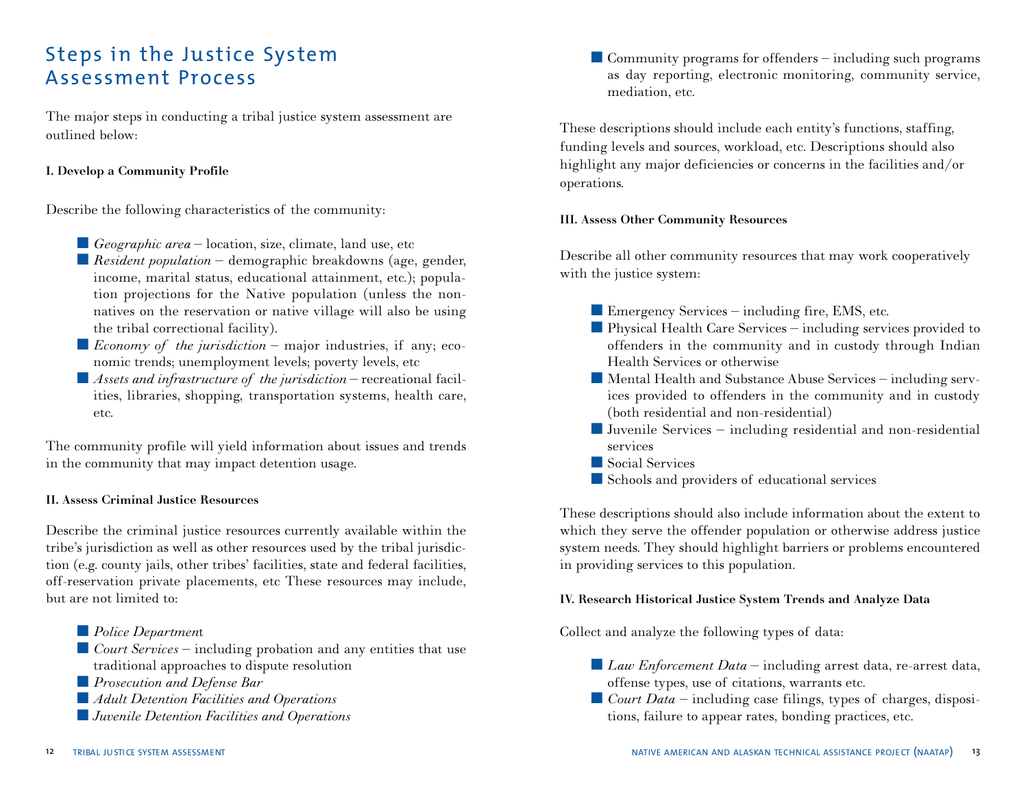## Steps in the Justice System Assessment Process

The major steps in conducting a tribal justice system assessment are outlined below:

**I. Develop a Community Profile**

Describe the following characteristics of the community:

- *Geographic area* – location, size, climate, land use, etc
- *Resident population* – demographic breakdowns (age, gender, income, marital status, educational attainment, etc.); population projections for the Native population (unless the non-natives on the reservation or native village will also be using the tribal correctional facility).
- *Economy of the jurisdiction* – major industries, if any; economic trends; unemployment levels; poverty levels, etc
- *Assets and infrastructure of the jurisdiction* – recreational facilities, libraries, shopping, transportation systems, health care, etc.

The community profile will yield information about issues and trends in the community that may impact detention usage.

**II. Assess Criminal Justice Resources**

Describe the criminal justice resources currently available within the tribe's jurisdiction as well as other resources used by the tribal jurisdiction (e.g. county jails, other tribes' facilities, state and federal facilities, off-reservation private placements, etc These resources may include, but are not limited to:

- *Police Departmen*t
- *Court Services* – including probation and any entities that use traditional approaches to dispute resolution
- *Prosecution and Defense Bar*
- *Adult Detention Facilities and Operations*
- *Juvenile Detention Facilities and Operations*
- Community programs for offenders – including such programs as day reporting, electronic monitoring, community service, mediation, etc.

These descriptions should include each entity's functions, staffing, funding levels and sources, workload, etc. Descriptions should also highlight any major deficiencies or concerns in the facilities and/or operations.

**III. Assess Other Community Resources**

Describe all other community resources that may work cooperatively with the justice system:

- Emergency Services – including fire, EMS, etc.
- Physical Health Care Services – including services provided to offenders in the community and in custody through Indian Health Services or otherwise
- Mental Health and Substance Abuse Services – including services provided to offenders in the community and in custody (both residential and non-residential)
- Juvenile Services – including residential and non-residential services
- Social Services
- Schools and providers of educational services

These descriptions should also include information about the extent to which they serve the offender population or otherwise address justice system needs. They should highlight barriers or problems encountered in providing services to this population.

**IV. Research Historical Justice System Trends and Analyze Data**

Collect and analyze the following types of data:

- *Law Enforcement Data* – including arrest data, re-arrest data, offense types, use of citations, warrants etc.
- *Court Data* – including case filings, types of charges, dispositions, failure to appear rates, bonding practices, etc.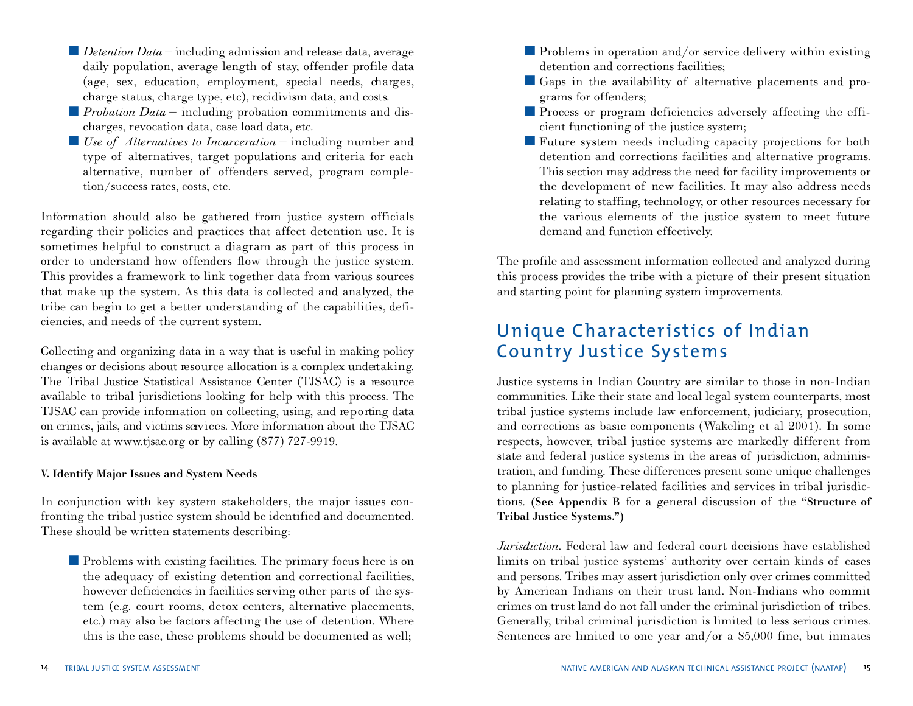- *Detention Data* – including admission and release data, average daily population, average length of stay, offender profile data (age, sex, education, employment, special needs, charges, charge status, charge type, etc), recidivism data, and costs.
- *Probation Data* – including probation commitments and discharges, revocation data, case load data, etc.
- *Use of Alternatives to Incarceration* – including number and type of alternatives, target populations and criteria for each alternative, number of offenders served, program completion/success rates, costs, etc.

Information should also be gathered from justice system officials regarding their policies and practices that affect detention use. It is sometimes helpful to construct a diagram as part of this process in order to understand how offenders flow through the justice system. This provides a framework to link together data from various sources that make up the system. As this data is collected and analyzed, the tribe can begin to get a better understanding of the capabilities, deficiencies, and needs of the current system.

Collecting and organizing data in a way that is useful in making policy changes or decisions about resource allocation is a complex undertaking. The Tribal Justice Statistical Assistance Center (TJSAC) is a resource available to tribal jurisdictions looking for help with this process. The TJSAC can provide information on collecting, using, and reporting data on crimes, jails, and victims services. More information about the TJSAC is available at www.tjsac.org or by calling (877) 727-9919.

**V. Identify Major Issues and System Needs**

In conjunction with key system stakeholders, the major issues confronting the tribal justice system should be identified and documented. These should be written statements describing:

- Problems with existing facilities. The primary focus here is on the adequacy of existing detention and correctional facilities, however deficiencies in facilities serving other parts of the system (e.g. court rooms, detox centers, alternative placements, etc.) may also be factors affecting the use of detention. Where this is the case, these problems should be documented as well;
- Problems in operation and/or service delivery within existing detention and corrections facilities;
- Gaps in the availability of alternative placements and programs for offenders;
- Process or program deficiencies adversely affecting the efficient functioning of the justice system;
- Future system needs including capacity projections for both detention and corrections facilities and alternative programs. This section may address the need for facility improvements or the development of new facilities. It may also address needs relating to staffing, technology, or other resources necessary for the various elements of the justice system to meet future demand and function effectively.

The profile and assessment information collected and analyzed during this process provides the tribe with a picture of their present situation and starting point for planning system improvements.

## Unique Characteristics of Indian Country Justice Systems

Justice systems in Indian Country are similar to those in non-Indian communities. Like their state and local legal system counterparts, most tribal justice systems include law enforcement, judiciary, prosecution, and corrections as basic components (Wakeling et al 2001). In some respects, however, tribal justice systems are markedly different from state and federal justice systems in the areas of jurisdiction, administration, and funding. These differences present some unique challenges to planning for justice-related facilities and services in tribal jurisdictions. **(See Appendix B** for a general discussion of the **"Structure of Tribal Justice Systems.")**

*Jurisdiction*. Federal law and federal court decisions have established limits on tribal justice systems' authority over certain kinds of cases and persons. Tribes may assert jurisdiction only over crimes committed by American Indians on their trust land. Non-Indians who commit crimes on trust land do not fall under the criminal jurisdiction of tribes. Generally, tribal criminal jurisdiction is limited to less serious crimes. Sentences are limited to one year and/or a $5,000 fine, but inmates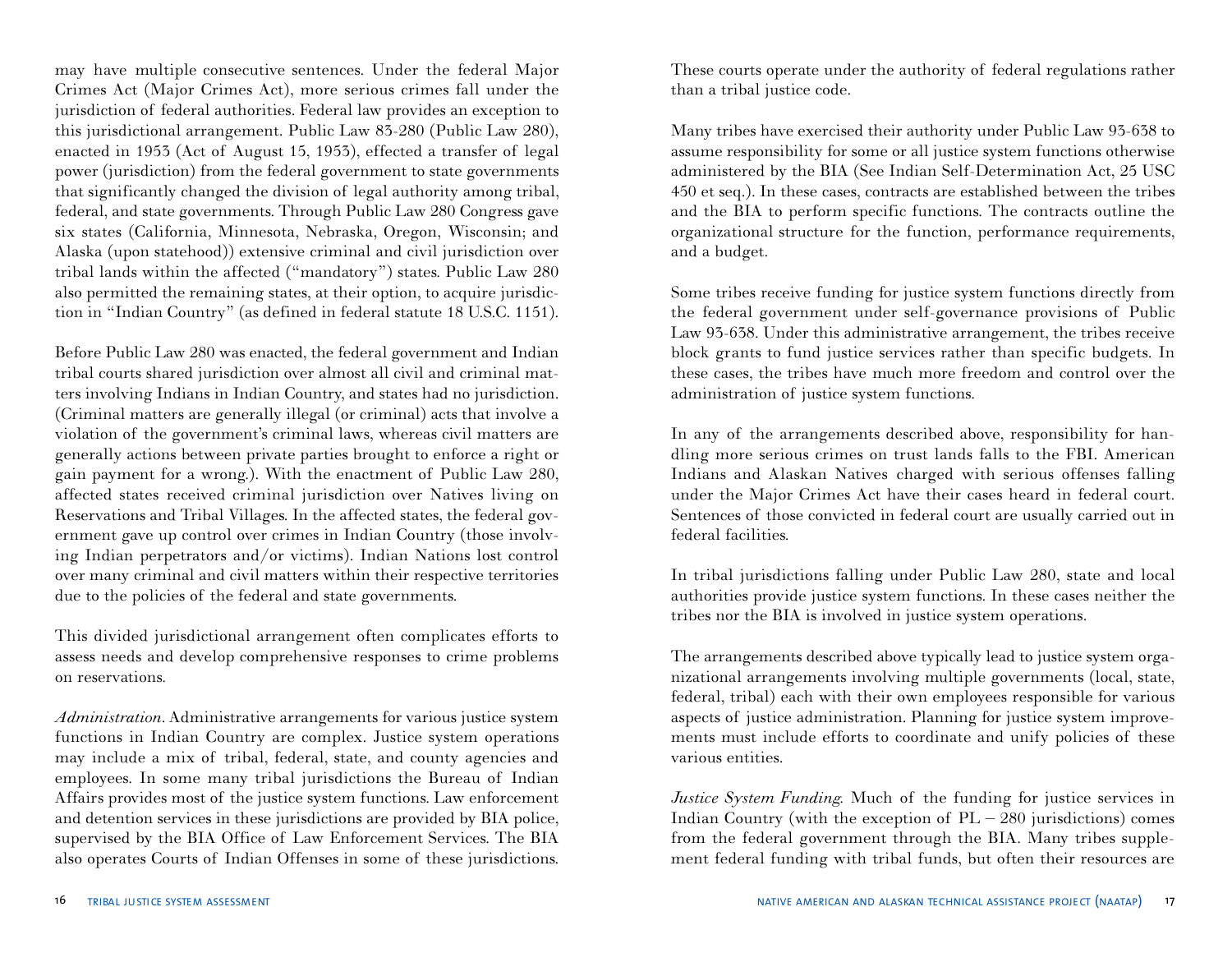may have multiple consecutive sentences. Under the federal Major Crimes Act (Major Crimes Act), more serious crimes fall under the jurisdiction of federal authorities. Federal law provides an exception to this jurisdictional arrangement. Public Law 83-280 (Public Law 280), enacted in 1953 (Act of August 15, 1953), effected a transfer of legal power (jurisdiction) from the federal government to state governments that significantly changed the division of legal authority among tribal, federal, and state governments. Through Public Law 280 Congress gave six states (California, Minnesota, Nebraska, Oregon, Wisconsin; and Alaska (upon statehood)) extensive criminal and civil jurisdiction over tribal lands within the affected ("mandatory") states. Public Law 280 also permitted the remaining states, at their option, to acquire jurisdiction in "Indian Country" (as defined in federal statute 18 U.S.C. 1151).

Before Public Law 280 was enacted, the federal government and Indian tribal courts shared jurisdiction over almost all civil and criminal matters involving Indians in Indian Country, and states had no jurisdiction. (Criminal matters are generally illegal (or criminal) acts that involve a violation of the government's criminal laws, whereas civil matters are generally actions between private parties brought to enforce a right or gain payment for a wrong.). With the enactment of Public Law 280, affected states received criminal jurisdiction over Natives living on Reservations and Tribal Villages. In the affected states, the federal government gave up control over crimes in Indian Country (those involving Indian perpetrators and/or victims). Indian Nations lost control over many criminal and civil matters within their respective territories due to the policies of the federal and state governments.

This divided jurisdictional arrangement often complicates efforts to assess needs and develop comprehensive responses to crime problems on reservations.

*Administration*. Administrative arrangements for various justice system functions in Indian Country are complex. Justice system operations may include a mix of tribal, federal, state, and county agencies and employees. In some many tribal jurisdictions the Bureau of Indian Affairs provides most of the justice system functions. Law enforcement and detention services in these jurisdictions are provided by BIA police, supervised by the BIA Office of Law Enforcement Services. The BIA also operates Courts of Indian Offenses in some of these jurisdictions. These courts operate under the authority of federal regulations rather than a tribal justice code.

Many tribes have exercised their authority under Public Law 93-638 to assume responsibility for some or all justice system functions otherwise administered by the BIA (See Indian Self-Determination Act, 25 USC 450 et seq.). In these cases, contracts are established between the tribes and the BIA to perform specific functions. The contracts outline the organizational structure for the function, performance requirements, and a budget.

Some tribes receive funding for justice system functions directly from the federal government under self-governance provisions of Public Law 93-638. Under this administrative arrangement, the tribes receive block grants to fund justice services rather than specific budgets. In these cases, the tribes have much more freedom and control over the administration of justice system functions.

In any of the arrangements described above, responsibility for handling more serious crimes on trust lands falls to the FBI. American Indians and Alaskan Natives charged with serious offenses falling under the Major Crimes Act have their cases heard in federal court. Sentences of those convicted in federal court are usually carried out in federal facilities.

In tribal jurisdictions falling under Public Law 280, state and local authorities provide justice system functions. In these cases neither the tribes nor the BIA is involved in justice system operations.

The arrangements described above typically lead to justice system organizational arrangements involving multiple governments (local, state, federal, tribal) each with their own employees responsible for various aspects of justice administration. Planning for justice system improvements must include efforts to coordinate and unify policies of these various entities.

*Justice System Funding*. Much of the funding for justice services in Indian Country (with the exception of PL – 280 jurisdictions) comes from the federal government through the BIA. Many tribes supplement federal funding with tribal funds, but often their resources are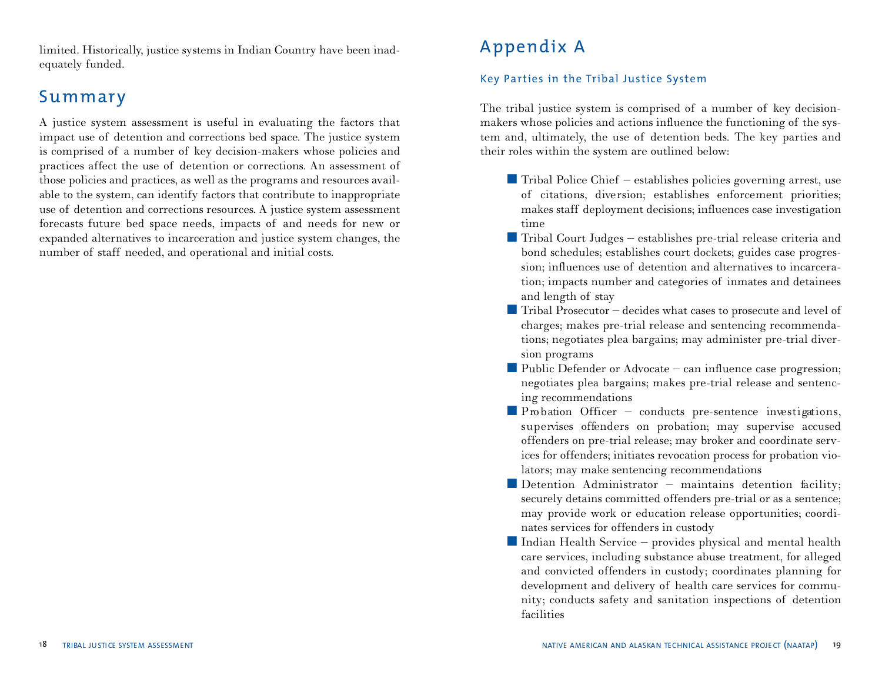limited. Historically, justice systems in Indian Country have been inadequately funded.

## Summary

A justice system assessment is useful in evaluating the factors that impact use of detention and corrections bed space. The justice system is comprised of a number of key decision-makers whose policies and practices affect the use of detention or corrections. An assessment of those policies and practices, as well as the programs and resources available to the system, can identify factors that contribute to inappropriate use of detention and corrections resources. A justice system assessment forecasts future bed space needs, impacts of and needs for new or expanded alternatives to incarceration and justice system changes, the number of staff needed, and operational and initial costs.

# Appendix A

### Key Parties in the Tribal Justice System

The tribal justice system is comprised of a number of key decision-makers whose policies and actions influence the functioning of the system and, ultimately, the use of detention beds. The key parties and their roles within the system are outlined below:

- Tribal Police Chief – establishes policies governing arrest, use of citations, diversion; establishes enforcement priorities; makes staff deployment decisions; influences case investigation time
- Tribal Court Judges – establishes pre-trial release criteria and bond schedules; establishes court dockets; guides case progression; influences use of detention and alternatives to incarceration; impacts number and categories of inmates and detainees and length of stay
- Tribal Prosecutor – decides what cases to prosecute and level of charges; makes pre-trial release and sentencing recommendations; negotiates plea bargains; may administer pre-trial diversion programs
- Public Defender or Advocate – can influence case progression; negotiates plea bargains; makes pre-trial release and sentencing recommendations
- Probation Officer – conducts pre-sentence investigations, supervises offenders on probation; may supervise accused offenders on pre-trial release; may broker and coordinate services for offenders; initiates revocation process for probation violators; may make sentencing recommendations
- Detention Administrator – maintains detention facility; securely detains committed offenders pre-trial or as a sentence; may provide work or education release opportunities; coordinates services for offenders in custody
- Indian Health Service – provides physical and mental health care services, including substance abuse treatment, for alleged and convicted offenders in custody; coordinates planning for development and delivery of health care services for community; conducts safety and sanitation inspections of detention facilities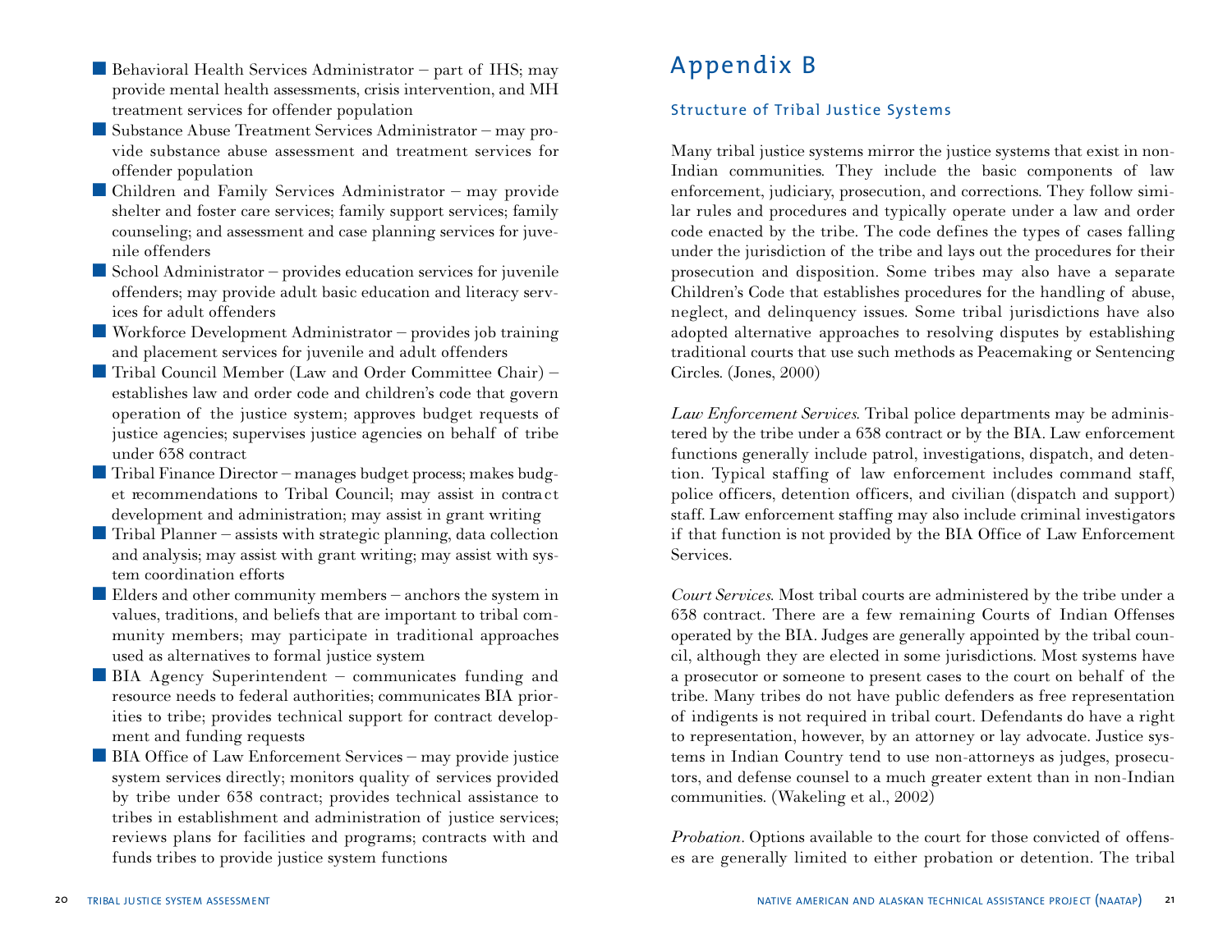- Behavioral Health Services Administrator – part of IHS; may provide mental health assessments, crisis intervention, and MH treatment services for offender population
- Substance Abuse Treatment Services Administrator – may provide substance abuse assessment and treatment services for offender population
- Children and Family Services Administrator – may provide shelter and foster care services; family support services; family counseling; and assessment and case planning services for juvenile offenders
- School Administrator – provides education services for juvenile offenders; may provide adult basic education and literacy services for adult offenders
- Workforce Development Administrator – provides job training and placement services for juvenile and adult offenders
- Tribal Council Member (Law and Order Committee Chair) – establishes law and order code and children's code that govern operation of the justice system; approves budget requests of justice agencies; supervises justice agencies on behalf of tribe under 638 contract
- Tribal Finance Director – manages budget process; makes budget recommendations to Tribal Council; may assist in contract development and administration; may assist in grant writing
- Tribal Planner – assists with strategic planning, data collection and analysis; may assist with grant writing; may assist with system coordination efforts
- Elders and other community members – anchors the system in values, traditions, and beliefs that are important to tribal community members; may participate in traditional approaches used as alternatives to formal justice system
- BIA Agency Superintendent – communicates funding and resource needs to federal authorities; communicates BIA priorities to tribe; provides technical support for contract development and funding requests
- BIA Office of Law Enforcement Services – may provide justice system services directly; monitors quality of services provided by tribe under 638 contract; provides technical assistance to tribes in establishment and administration of justice services; reviews plans for facilities and programs; contracts with and funds tribes to provide justice system functions

# Appendix B

## Structure of Tribal Justice Systems

Many tribal justice systems mirror the justice systems that exist in non-Indian communities. They include the basic components of law enforcement, judiciary, prosecution, and corrections. They follow similar rules and procedures and typically operate under a law and order code enacted by the tribe. The code defines the types of cases falling under the jurisdiction of the tribe and lays out the procedures for their prosecution and disposition. Some tribes may also have a separate Children's Code that establishes procedures for the handling of abuse, neglect, and delinquency issues. Some tribal jurisdictions have also adopted alternative approaches to resolving disputes by establishing traditional courts that use such methods as Peacemaking or Sentencing Circles. (Jones, 2000)

*Law Enforcement Services*. Tribal police departments may be administered by the tribe under a 638 contract or by the BIA. Law enforcement functions generally include patrol, investigations, dispatch, and detention. Typical staffing of law enforcement includes command staff, police officers, detention officers, and civilian (dispatch and support) staff. Law enforcement staffing may also include criminal investigators if that function is not provided by the BIA Office of Law Enforcement Services.

*Court Services*. Most tribal courts are administered by the tribe under a 638 contract. There are a few remaining Courts of Indian Offenses operated by the BIA. Judges are generally appointed by the tribal council, although they are elected in some jurisdictions. Most systems have a prosecutor or someone to present cases to the court on behalf of the tribe. Many tribes do not have public defenders as free representation of indigents is not required in tribal court. Defendants do have a right to representation, however, by an attorney or lay advocate. Justice systems in Indian Country tend to use non-attorneys as judges, prosecutors, and defense counsel to a much greater extent than in non-Indian communities. (Wakeling et al., 2002)

*Probation*. Options available to the court for those convicted of offenses are generally limited to either probation or detention. The tribal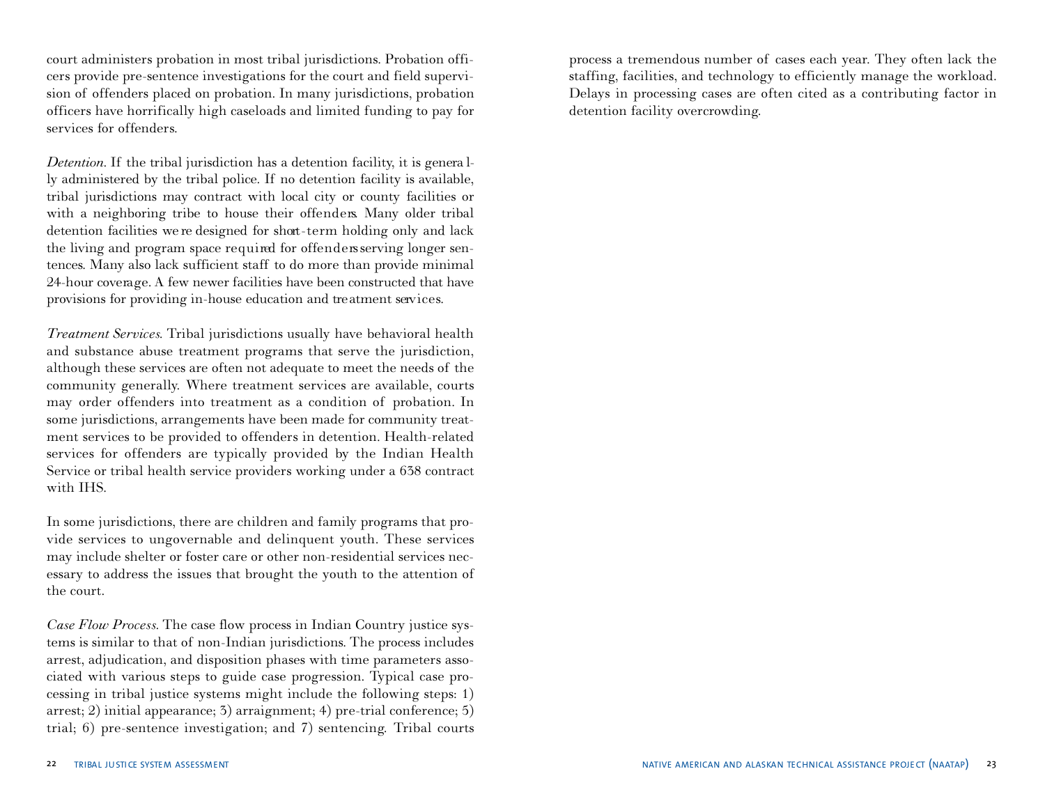court administers probation in most tribal jurisdictions. Probation officers provide pre-sentence investigations for the court and field supervision of offenders placed on probation. In many jurisdictions, probation officers have horrifically high caseloads and limited funding to pay for services for offenders.

*Detention.* If the tribal jurisdiction has a detention facility, it is generally administered by the tribal police. If no detention facility is available, tribal jurisdictions may contract with local city or county facilities or with a neighboring tribe to house their offenders. Many older tribal detention facilities were designed for short-term holding only and lack the living and program space required for offenders serving longer sentences. Many also lack sufficient staff to do more than provide minimal 24-hour coverage. A few newer facilities have been constructed that have provisions for providing in-house education and treatment services.

*Treatment Services.* Tribal jurisdictions usually have behavioral health and substance abuse treatment programs that serve the jurisdiction, although these services are often not adequate to meet the needs of the community generally. Where treatment services are available, courts may order offenders into treatment as a condition of probation. In some jurisdictions, arrangements have been made for community treatment services to be provided to offenders in detention. Health-related services for offenders are typically provided by the Indian Health Service or tribal health service providers working under a 638 contract with IHS.

In some jurisdictions, there are children and family programs that provide services to ungovernable and delinquent youth. These services may include shelter or foster care or other non-residential services necessary to address the issues that brought the youth to the attention of the court.

*Case Flow Process.* The case flow process in Indian Country justice systems is similar to that of non-Indian jurisdictions. The process includes arrest, adjudication, and disposition phases with time parameters associated with various steps to guide case progression. Typical case processing in tribal justice systems might include the following steps: 1) arrest; 2) initial appearance; 3) arraignment; 4) pre-trial conference; 5) trial; 6) pre-sentence investigation; and 7) sentencing. Tribal courts process a tremendous number of cases each year. They often lack the staffing, facilities, and technology to efficiently manage the workload. Delays in processing cases are often cited as a contributing factor in detention facility overcrowding.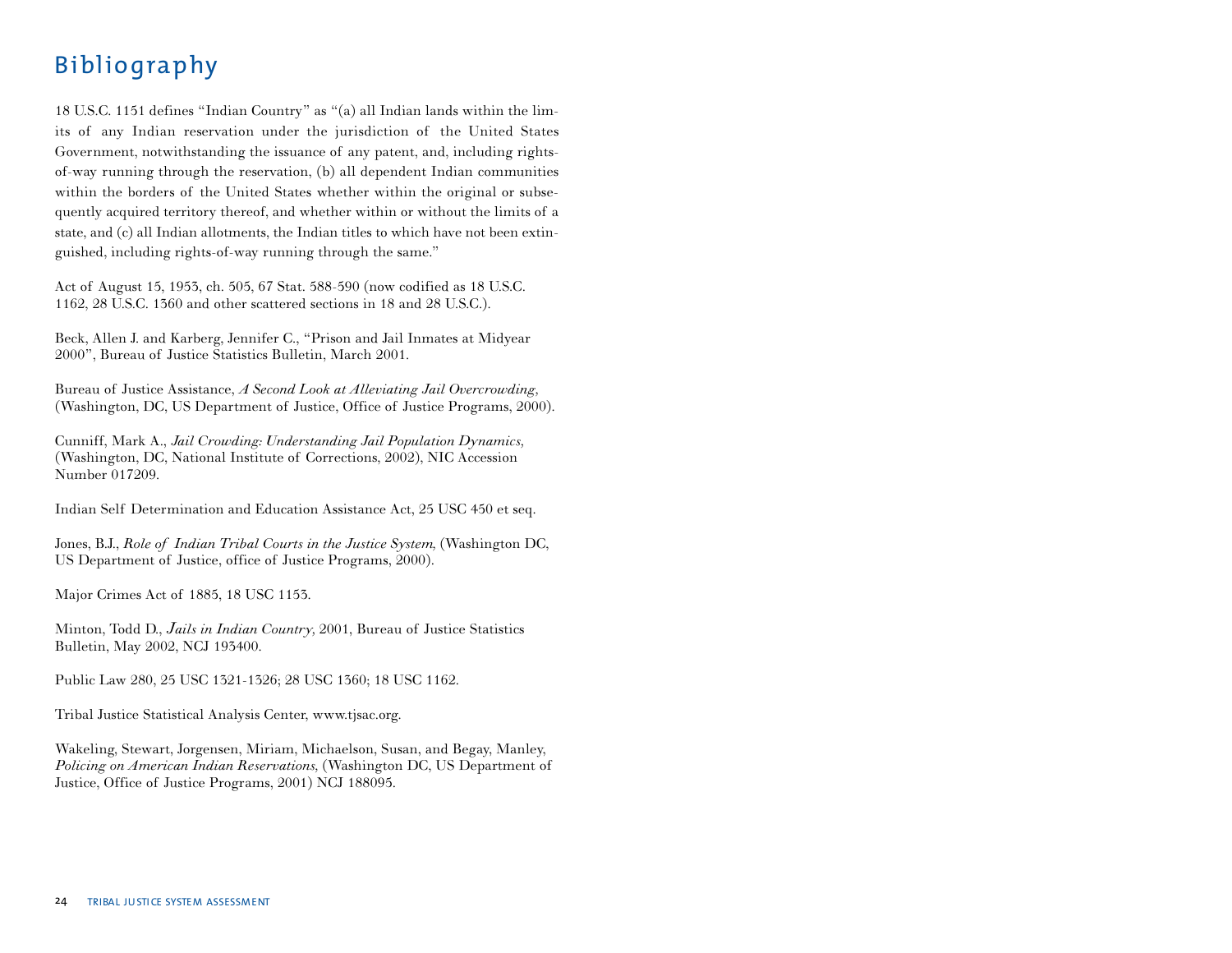# Bibliography

18 U.S.C. 1151 defines "Indian Country" as "(a) all Indian lands within the limits of any Indian reservation under the jurisdiction of the United States Government, notwithstanding the issuance of any patent, and, including rights-of-way running through the reservation, (b) all dependent Indian communities within the borders of the United States whether within the original or subsequently acquired territory thereof, and whether within or without the limits of a state, and (c) all Indian allotments, the Indian titles to which have not been extinguished, including rights-of-way running through the same."

Act of August 15, 1953, ch. 505, 67 Stat. 588-590 (now codified as 18 U.S.C. 1162, 28 U.S.C. 1360 and other scattered sections in 18 and 28 U.S.C.).

Beck, Allen J. and Karberg, Jennifer C., "Prison and Jail Inmates at Midyear 2000", Bureau of Justice Statistics Bulletin, March 2001.

Bureau of Justice Assistance, *A Second Look at Alleviating Jail Overcrowding*, (Washington, DC, US Department of Justice, Office of Justice Programs, 2000).

Cunniff, Mark A., *Jail Crowding: Understanding Jail Population Dynamics,* (Washington, DC, National Institute of Corrections, 2002), NIC Accession Number 017209.

Indian Self Determination and Education Assistance Act, 25 USC 450 et seq.

Jones, B.J., *Role of Indian Tribal Courts in the Justice System,* (Washington DC, US Department of Justice, office of Justice Programs, 2000).

Major Crimes Act of 1885, 18 USC 1153.

Minton, Todd D., *Jails in Indian Country,* 2001, Bureau of Justice Statistics Bulletin, May 2002, NCJ 193400.

Public Law 280, 25 USC 1321-1326; 28 USC 1360; 18 USC 1162.

Tribal Justice Statistical Analysis Center, www.tjsac.org.

Wakeling, Stewart, Jorgensen, Miriam, Michaelson, Susan, and Begay, Manley, *Policing on American Indian Reservations,* (Washington DC, US Department of Justice, Office of Justice Programs, 2001) NCJ 188095.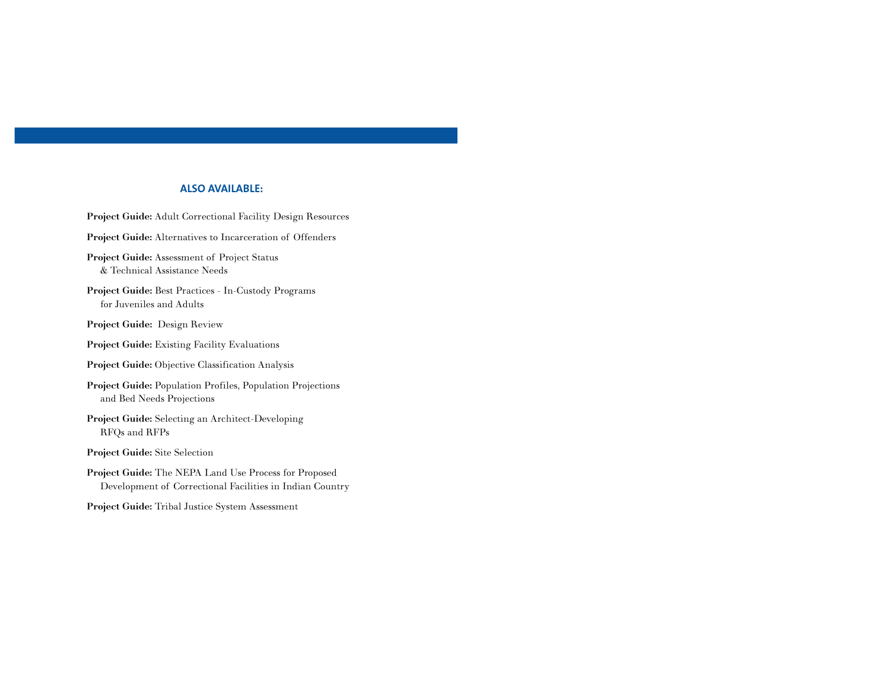## ALSO AVAILABLE:

**Project Guide:** Adult Correctional Facility Design Resources

**Project Guide:** Alternatives to Incarceration of Offenders

**Project Guide:** Assessment of Project Status & Technical Assistance Needs

**Project Guide:** Best Practices - In-Custody Programs for Juveniles and Adults

**Project Guide:** Design Review

**Project Guide:** Existing Facility Evaluations

**Project Guide:** Objective Classification Analysis

**Project Guide:** Population Profiles, Population Projections and Bed Needs Projections

**Project Guide:** Selecting an Architect-Developing RFQs and RFPs

**Project Guide:** Site Selection

**Project Guide:** The NEPA Land Use Process for Proposed Development of Correctional Facilities in Indian Country

**Project Guide:** Tribal Justice System Assessment